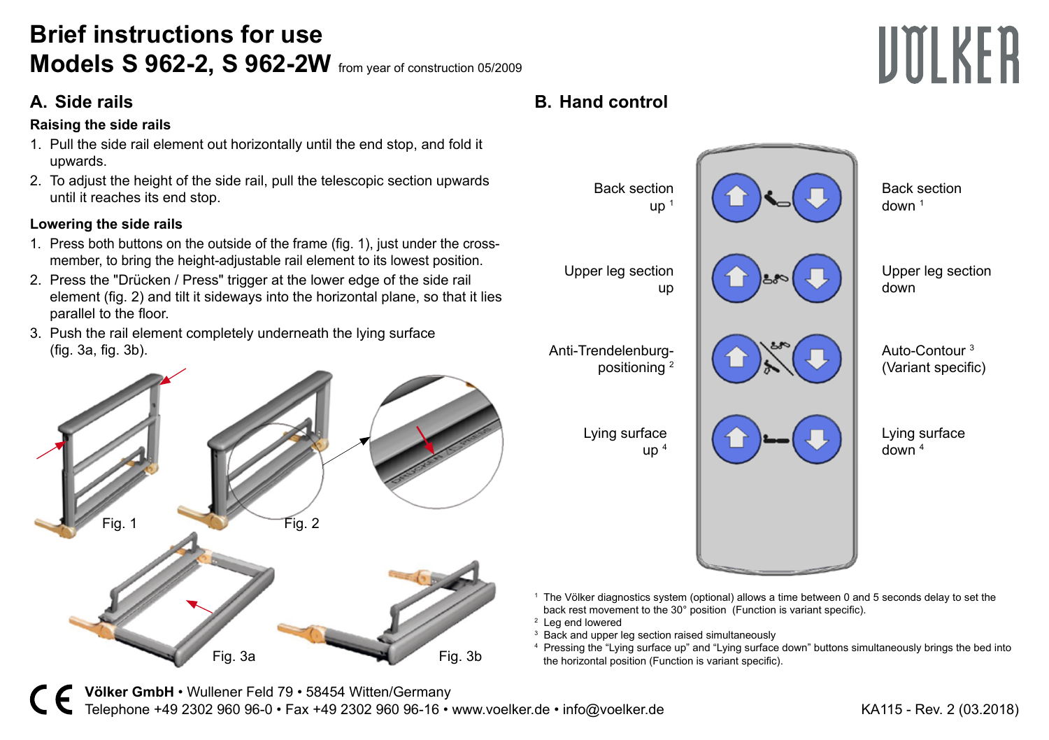# Brief instructions for use

# Models S 962-2, S 962-2W from year of construction 05/2009

## A. Side rails

### Raising the side rails

1. Pull the side rail element out horizontally until the end stop, and fold it upwards.
2. To adjust the height of the side rail, pull the telescopic section upwards until it reaches its end stop.

### Lowering the side rails

1. Press both buttons on the outside of the frame (fig. 1), just under the cross-member, to bring the height-adjustable rail element to its lowest position.
2. Press the "Drücken / Press" trigger at the lower edge of the side rail element (fig. 2) and tilt it sideways into the horizontal plane, so that it lies parallel to the floor.
3. Push the rail element completely underneath the lying surface (fig. 3a, fig. 3b).

Fig. 1

Fig. 2

Fig. 3a

Fig. 3b

## B. Hand control

Back section up [1]

Back section down [1]

Upper leg section up

Upper leg section down

Anti-Trendelenburg-positioning [2]

Auto-Contour [3] (Variant specific)

Lying surface up [4]

Lying surface down [4]

[1] The Völker diagnostics system (optional) allows a time between 0 and 5 seconds delay to set the back rest movement to the 30° position (Function is variant specific).

[2] Leg end lowered

[3] Back and upper leg section raised simultaneously

[4] Pressing the "Lying surface up" and "Lying surface down" buttons simultaneously brings the bed into the horizontal position (Function is variant specific).

**Völker GmbH** • Wullener Feld 79 • 58454 Witten/Germany
Telephone +49 2302 960 96-0 • Fax +49 2302 960 96-16 • www.voelker.de • info@voelker.de

KA115 - Rev. 2 (03.2018)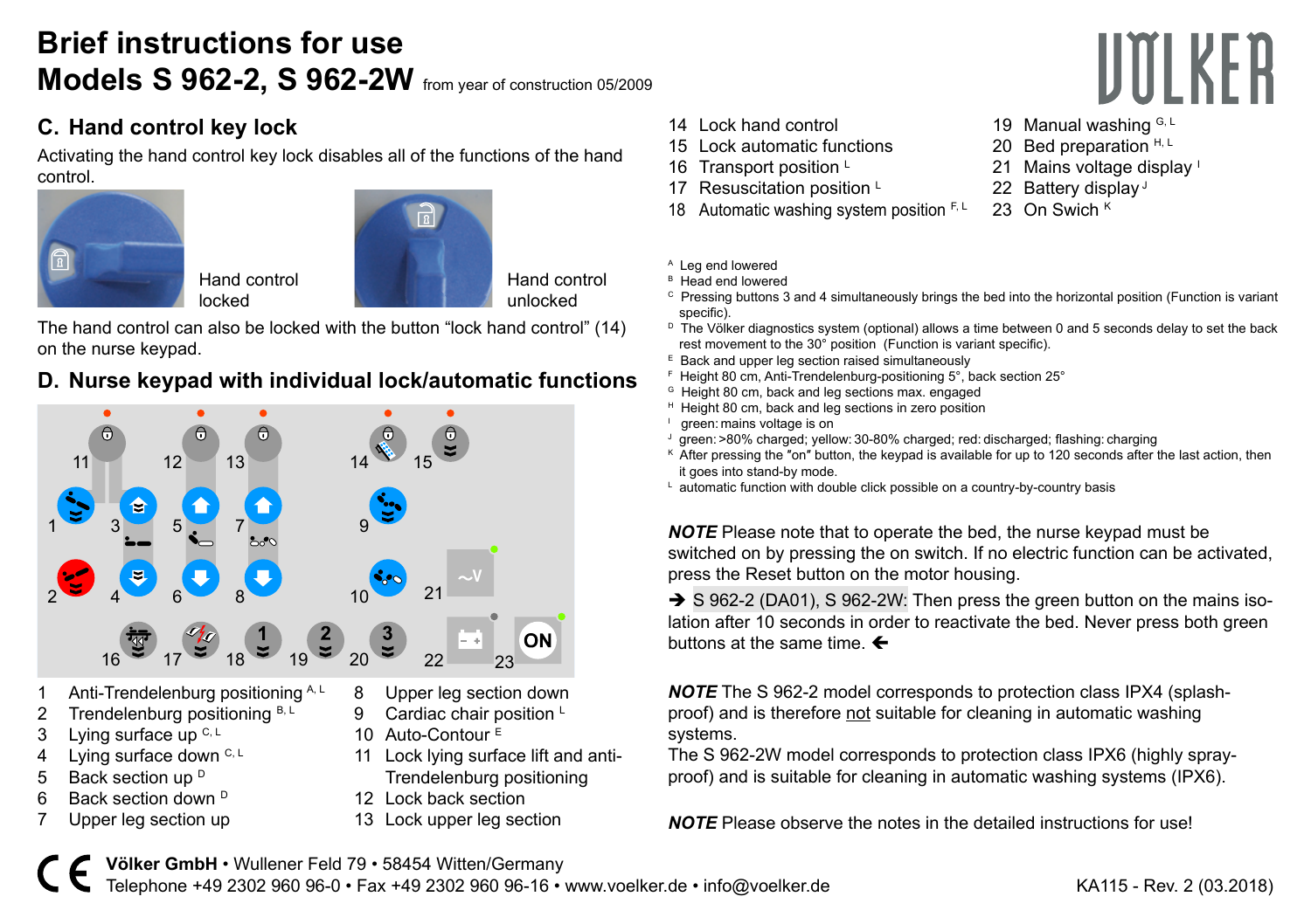# Brief instructions for use

# Models S 962-2, S 962-2W from year of construction 05/2009

VÖLKER

## C. Hand control key lock

Activating the hand control key lock disables all of the functions of the hand control.

Hand control locked

Hand control unlocked

The hand control can also be locked with the button “lock hand control” (14) on the nurse keypad.

## D. Nurse keypad with individual lock/automatic functions

11 12 13 14 15
1 3 5 7 9
2 4 6 8 10 21
16 17 18 19 20 22 23
1 2 3 ~V ON

1 Anti-Trendelenburg positioning [A, L]
2 Trendelenburg positioning [B, L]
3 Lying surface up [C, L]
4 Lying surface down [C, L]
5 Back section up [D]
6 Back section down [D]
7 Upper leg section up
8 Upper leg section down
9 Cardiac chair position [L]
10 Auto-Contour [E]
11 Lock lying surface lift and anti-Trendelenburg positioning
12 Lock back section
13 Lock upper leg section
14 Lock hand control
15 Lock automatic functions
16 Transport position [L]
17 Resuscitation position [L]
18 Automatic washing system position [F, L]
19 Manual washing [G, L]
20 Bed preparation [H, L]
21 Mains voltage display [I]
22 Battery display [J]
23 On Swich [K]

[A] Leg end lowered
[B] Head end lowered
[C] Pressing buttons 3 and 4 simultaneously brings the bed into the horizontal position (Function is variant specific).
[D] The Völker diagnostics system (optional) allows a time between 0 and 5 seconds delay to set the back rest movement to the 30° position (Function is variant specific).
[E] Back and upper leg section raised simultaneously
[F] Height 80 cm, Anti-Trendelenburg-positioning 5°, back section 25°
[G] Height 80 cm, back and leg sections max. engaged
[H] Height 80 cm, back and leg sections in zero position
[I] green: mains voltage is on
[J] green: >80% charged; yellow: 30-80% charged; red: discharged; flashing: charging
[K] After pressing the ″on″ button, the keypad is available for up to 120 seconds after the last action, then it goes into stand-by mode.
[L] automatic function with double click possible on a country-by-country basis

***NOTE*** Please note that to operate the bed, the nurse keypad must be switched on by pressing the on switch. If no electric function can be activated, press the Reset button on the motor housing.

➔ S 962-2 (DA01), S 962-2W: Then press the green button on the mains isolation after 10 seconds in order to reactivate the bed. Never press both green buttons at the same time. 🡐

***NOTE*** The S 962-2 model corresponds to protection class IPX4 (splash-proof) and is therefore not suitable for cleaning in automatic washing systems.
The S 962-2W model corresponds to protection class IPX6 (highly spray-proof) and is suitable for cleaning in automatic washing systems (IPX6).

***NOTE*** Please observe the notes in the detailed instructions for use!

CE **Völker GmbH** • Wullener Feld 79 • 58454 Witten/Germany
Telephone +49 2302 960 96-0 • Fax +49 2302 960 96-16 • www.voelker.de • info@voelker.de

KA115 - Rev. 2 (03.2018)